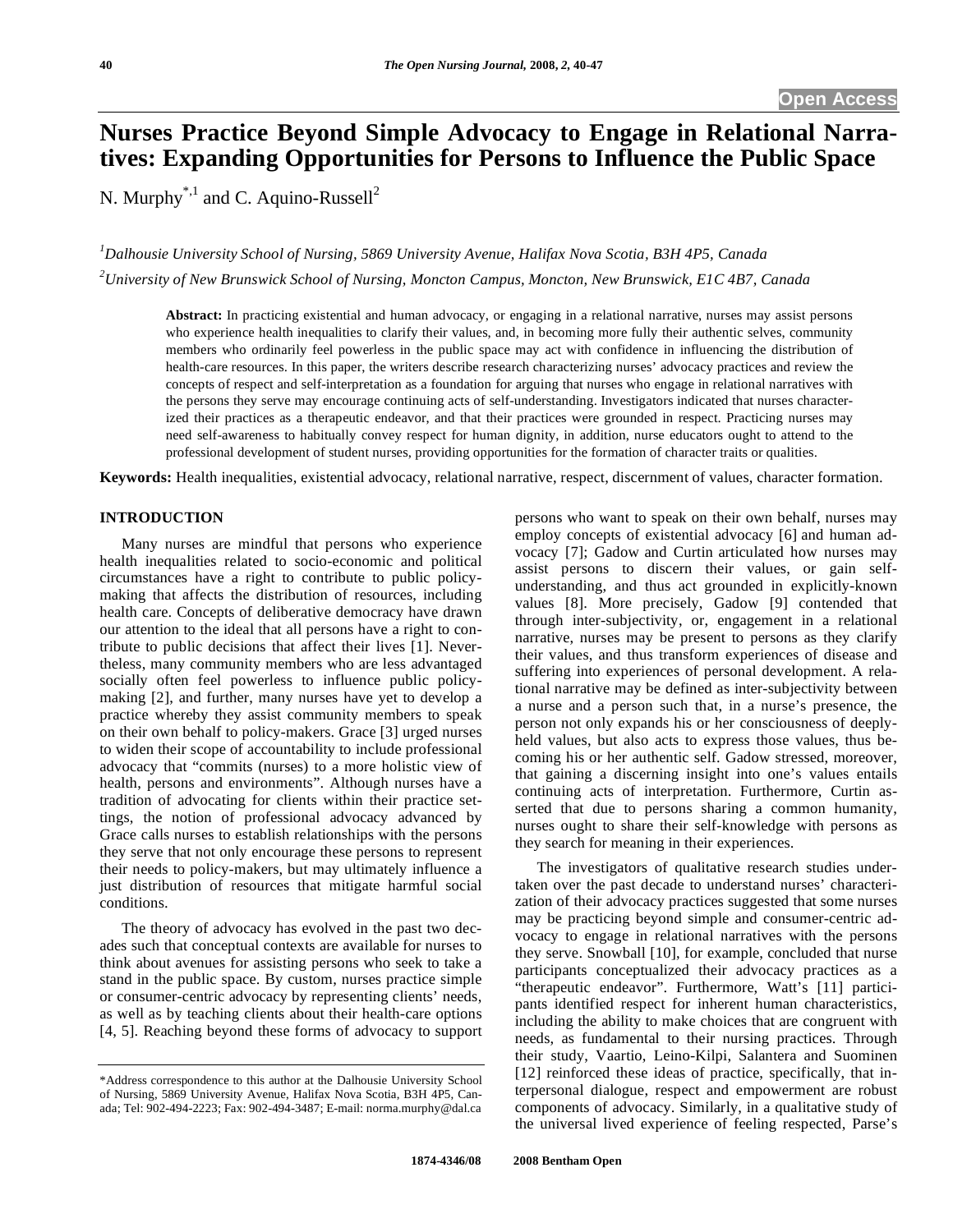Open Access

# Nurses Practice Beyond Simple Advocacy to Engage in Relational Narratives: Expanding Opportunities for Persons to Influence the Public Space

N. Murphy[*,1] and C. Aquino-Russell[2]

[1]*Dalhousie University School of Nursing, 5869 University Avenue, Halifax Nova Scotia, B3H 4P5, Canada*

[2]*University of New Brunswick School of Nursing, Moncton Campus, Moncton, New Brunswick, E1C 4B7, Canada*

**Abstract:** In practicing existential and human advocacy, or engaging in a relational narrative, nurses may assist persons who experience health inequalities to clarify their values, and, in becoming more fully their authentic selves, community members who ordinarily feel powerless in the public space may act with confidence in influencing the distribution of health-care resources. In this paper, the writers describe research characterizing nurses' advocacy practices and review the concepts of respect and self-interpretation as a foundation for arguing that nurses who engage in relational narratives with the persons they serve may encourage continuing acts of self-understanding. Investigators indicated that nurses characterized their practices as a therapeutic endeavor, and that their practices were grounded in respect. Practicing nurses may need self-awareness to habitually convey respect for human dignity, in addition, nurse educators ought to attend to the professional development of student nurses, providing opportunities for the formation of character traits or qualities.

**Keywords:** Health inequalities, existential advocacy, relational narrative, respect, discernment of values, character formation.

## INTRODUCTION

Many nurses are mindful that persons who experience health inequalities related to socio-economic and political circumstances have a right to contribute to public policy-making that affects the distribution of resources, including health care. Concepts of deliberative democracy have drawn our attention to the ideal that all persons have a right to contribute to public decisions that affect their lives [1]. Nevertheless, many community members who are less advantaged socially often feel powerless to influence public policy-making [2], and further, many nurses have yet to develop a practice whereby they assist community members to speak on their own behalf to policy-makers. Grace [3] urged nurses to widen their scope of accountability to include professional advocacy that "commits (nurses) to a more holistic view of health, persons and environments". Although nurses have a tradition of advocating for clients within their practice settings, the notion of professional advocacy advanced by Grace calls nurses to establish relationships with the persons they serve that not only encourage these persons to represent their needs to policy-makers, but may ultimately influence a just distribution of resources that mitigate harmful social conditions.

The theory of advocacy has evolved in the past two decades such that conceptual contexts are available for nurses to think about avenues for assisting persons who seek to take a stand in the public space. By custom, nurses practice simple or consumer-centric advocacy by representing clients' needs, as well as by teaching clients about their health-care options [4, 5]. Reaching beyond these forms of advocacy to support persons who want to speak on their own behalf, nurses may employ concepts of existential advocacy [6] and human advocacy [7]; Gadow and Curtin articulated how nurses may assist persons to discern their values, or gain self-understanding, and thus act grounded in explicitly-known values [8]. More precisely, Gadow [9] contended that through inter-subjectivity, or, engagement in a relational narrative, nurses may be present to persons as they clarify their values, and thus transform experiences of disease and suffering into experiences of personal development. A relational narrative may be defined as inter-subjectivity between a nurse and a person such that, in a nurse's presence, the person not only expands his or her consciousness of deeply-held values, but also acts to express those values, thus becoming his or her authentic self. Gadow stressed, moreover, that gaining a discerning insight into one's values entails continuing acts of interpretation. Furthermore, Curtin asserted that due to persons sharing a common humanity, nurses ought to share their self-knowledge with persons as they search for meaning in their experiences.

The investigators of qualitative research studies undertaken over the past decade to understand nurses' characterization of their advocacy practices suggested that some nurses may be practicing beyond simple and consumer-centric advocacy to engage in relational narratives with the persons they serve. Snowball [10], for example, concluded that nurse participants conceptualized their advocacy practices as a "therapeutic endeavor". Furthermore, Watt's [11] participants identified respect for inherent human characteristics, including the ability to make choices that are congruent with needs, as fundamental to their nursing practices. Through their study, Vaartio, Leino-Kilpi, Salantera and Suominen [12] reinforced these ideas of practice, specifically, that interpersonal dialogue, respect and empowerment are robust components of advocacy. Similarly, in a qualitative study of the universal lived experience of feeling respected, Parse's

*Address correspondence to this author at the Dalhousie University School of Nursing, 5869 University Avenue, Halifax Nova Scotia, B3H 4P5, Canada; Tel: 902-494-2223; Fax: 902-494-3487; E-mail: norma.murphy@dal.ca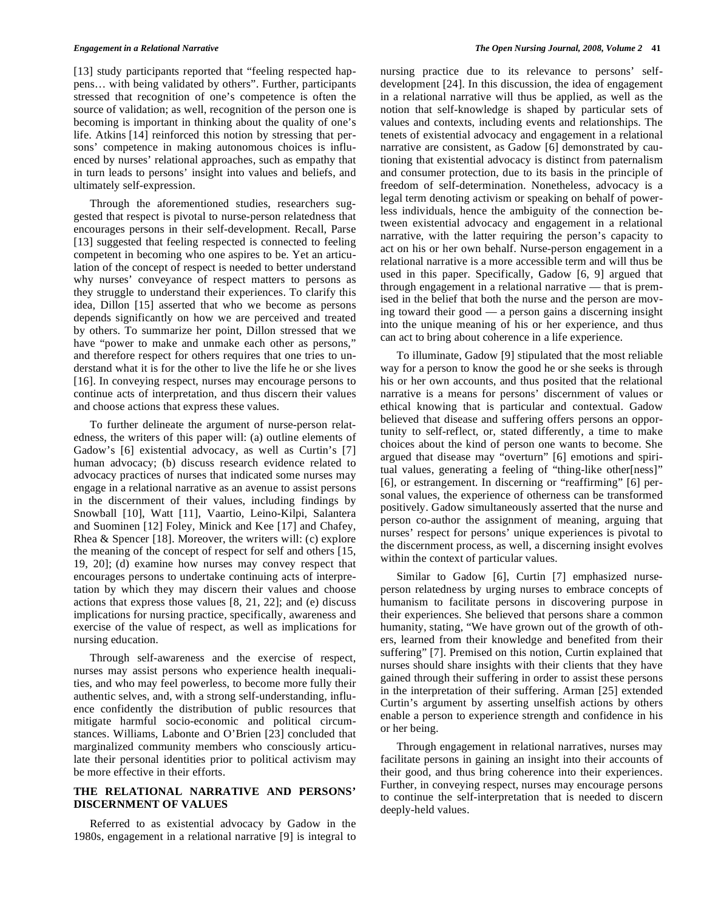[13] study participants reported that "feeling respected happens… with being validated by others". Further, participants stressed that recognition of one's competence is often the source of validation; as well, recognition of the person one is becoming is important in thinking about the quality of one's life. Atkins [14] reinforced this notion by stressing that persons' competence in making autonomous choices is influenced by nurses' relational approaches, such as empathy that in turn leads to persons' insight into values and beliefs, and ultimately self-expression.

Through the aforementioned studies, researchers suggested that respect is pivotal to nurse-person relatedness that encourages persons in their self-development. Recall, Parse [13] suggested that feeling respected is connected to feeling competent in becoming who one aspires to be. Yet an articulation of the concept of respect is needed to better understand why nurses' conveyance of respect matters to persons as they struggle to understand their experiences. To clarify this idea, Dillon [15] asserted that who we become as persons depends significantly on how we are perceived and treated by others. To summarize her point, Dillon stressed that we have "power to make and unmake each other as persons," and therefore respect for others requires that one tries to understand what it is for the other to live the life he or she lives [16]. In conveying respect, nurses may encourage persons to continue acts of interpretation, and thus discern their values and choose actions that express these values.

To further delineate the argument of nurse-person relatedness, the writers of this paper will: (a) outline elements of Gadow's [6] existential advocacy, as well as Curtin's [7] human advocacy; (b) discuss research evidence related to advocacy practices of nurses that indicated some nurses may engage in a relational narrative as an avenue to assist persons in the discernment of their values, including findings by Snowball [10], Watt [11], Vaartio, Leino-Kilpi, Salantera and Suominen [12] Foley, Minick and Kee [17] and Chafey, Rhea & Spencer [18]. Moreover, the writers will: (c) explore the meaning of the concept of respect for self and others [15, 19, 20]; (d) examine how nurses may convey respect that encourages persons to undertake continuing acts of interpretation by which they may discern their values and choose actions that express those values [8, 21, 22]; and (e) discuss implications for nursing practice, specifically, awareness and exercise of the value of respect, as well as implications for nursing education.

Through self-awareness and the exercise of respect, nurses may assist persons who experience health inequalities, and who may feel powerless, to become more fully their authentic selves, and, with a strong self-understanding, influence confidently the distribution of public resources that mitigate harmful socio-economic and political circumstances. Williams, Labonte and O'Brien [23] concluded that marginalized community members who consciously articulate their personal identities prior to political activism may be more effective in their efforts.

## THE RELATIONAL NARRATIVE AND PERSONS' DISCERNMENT OF VALUES

Referred to as existential advocacy by Gadow in the 1980s, engagement in a relational narrative [9] is integral to nursing practice due to its relevance to persons' self-development [24]. In this discussion, the idea of engagement in a relational narrative will thus be applied, as well as the notion that self-knowledge is shaped by particular sets of values and contexts, including events and relationships. The tenets of existential advocacy and engagement in a relational narrative are consistent, as Gadow [6] demonstrated by cautioning that existential advocacy is distinct from paternalism and consumer protection, due to its basis in the principle of freedom of self-determination. Nonetheless, advocacy is a legal term denoting activism or speaking on behalf of powerless individuals, hence the ambiguity of the connection between existential advocacy and engagement in a relational narrative, with the latter requiring the person's capacity to act on his or her own behalf. Nurse-person engagement in a relational narrative is a more accessible term and will thus be used in this paper. Specifically, Gadow [6, 9] argued that through engagement in a relational narrative — that is premised in the belief that both the nurse and the person are moving toward their good — a person gains a discerning insight into the unique meaning of his or her experience, and thus can act to bring about coherence in a life experience.

To illuminate, Gadow [9] stipulated that the most reliable way for a person to know the good he or she seeks is through his or her own accounts, and thus posited that the relational narrative is a means for persons' discernment of values or ethical knowing that is particular and contextual. Gadow believed that disease and suffering offers persons an opportunity to self-reflect, or, stated differently, a time to make choices about the kind of person one wants to become. She argued that disease may "overturn" [6] emotions and spiritual values, generating a feeling of "thing-like other[ness]" [6], or estrangement. In discerning or "reaffirming" [6] personal values, the experience of otherness can be transformed positively. Gadow simultaneously asserted that the nurse and person co-author the assignment of meaning, arguing that nurses' respect for persons' unique experiences is pivotal to the discernment process, as well, a discerning insight evolves within the context of particular values.

Similar to Gadow [6], Curtin [7] emphasized nurse-person relatedness by urging nurses to embrace concepts of humanism to facilitate persons in discovering purpose in their experiences. She believed that persons share a common humanity, stating, "We have grown out of the growth of others, learned from their knowledge and benefited from their suffering" [7]. Premised on this notion, Curtin explained that nurses should share insights with their clients that they have gained through their suffering in order to assist these persons in the interpretation of their suffering. Arman [25] extended Curtin's argument by asserting unselfish actions by others enable a person to experience strength and confidence in his or her being.

Through engagement in relational narratives, nurses may facilitate persons in gaining an insight into their accounts of their good, and thus bring coherence into their experiences. Further, in conveying respect, nurses may encourage persons to continue the self-interpretation that is needed to discern deeply-held values.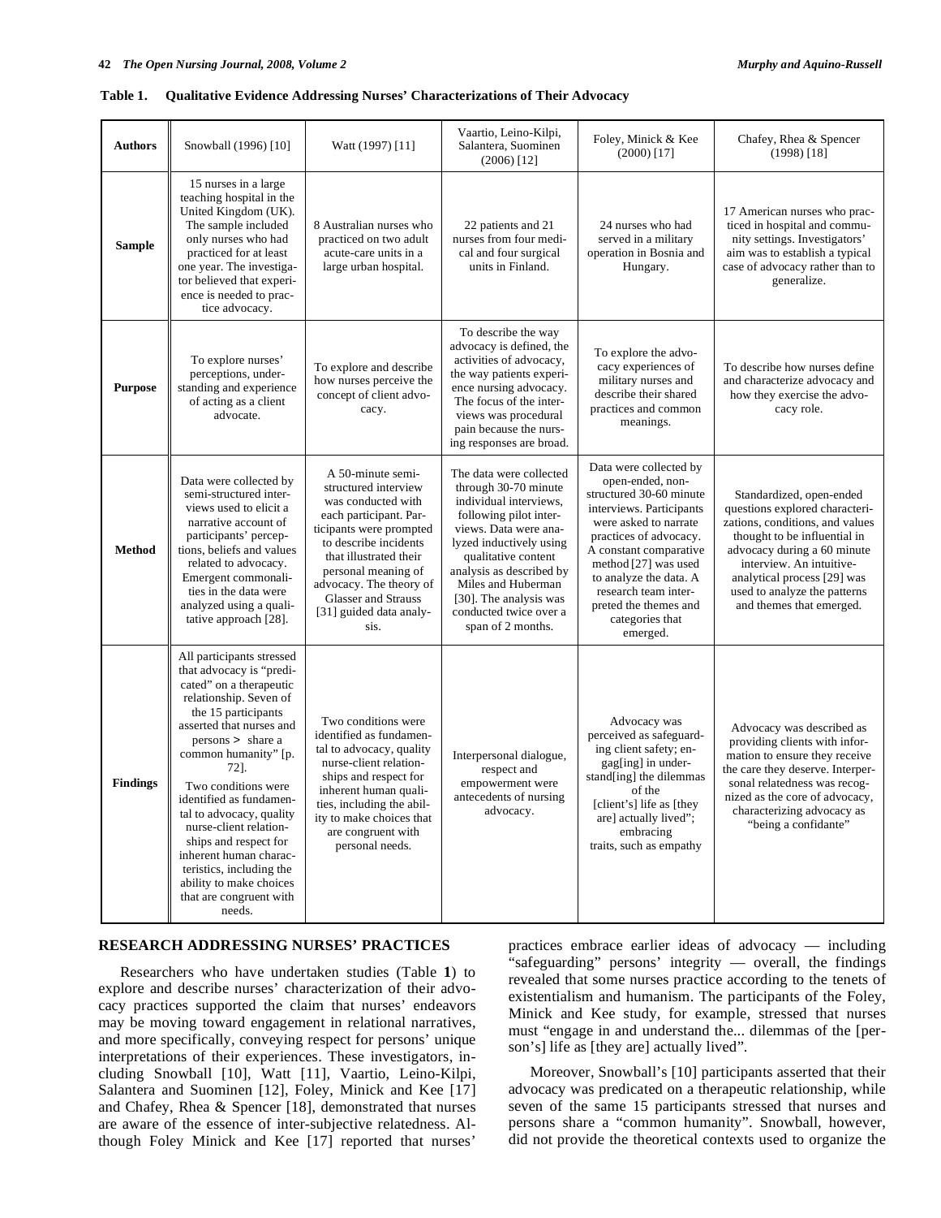**Table 1. Qualitative Evidence Addressing Nurses' Characterizations of Their Advocacy**

| Authors | Snowball (1996) [10] | Watt (1997) [11] | Vaartio, Leino-Kilpi, Salantera, Suominen (2006) [12] | Foley, Minick & Kee (2000) [17] | Chafey, Rhea & Spencer (1998) [18] |
|---|---|---|---|---|---|
| **Sample** | 15 nurses in a large teaching hospital in the United Kingdom (UK). The sample included only nurses who had practiced for at least one year. The investigator believed that experience is needed to practice advocacy. | 8 Australian nurses who practiced on two adult acute-care units in a large urban hospital. | 22 patients and 21 nurses from four medical and four surgical units in Finland. | 24 nurses who had served in a military operation in Bosnia and Hungary. | 17 American nurses who practiced in hospital and community settings. Investigators' aim was to establish a typical case of advocacy rather than to generalize. |
| **Purpose** | To explore nurses' perceptions, understanding and experience of acting as a client advocate. | To explore and describe how nurses perceive the concept of client advocacy. | To describe the way advocacy is defined, the activities of advocacy, the way patients experience nursing advocacy. The focus of the interviews was procedural pain because the nursing responses are broad. | To explore the advocacy experiences of military nurses and describe their shared practices and common meanings. | To describe how nurses define and characterize advocacy and how they exercise the advocacy role. |
| **Method** | Data were collected by semi-structured interviews used to elicit a narrative account of participants' perceptions, beliefs and values related to advocacy. Emergent commonalities in the data were analyzed using a qualitative approach [28]. | A 50-minute semi-structured interview was conducted with each participant. Participants were prompted to describe incidents that illustrated their personal meaning of advocacy. The theory of Glasser and Strauss [31] guided data analysis. | The data were collected through 30-70 minute individual interviews, following pilot interviews. Data were analyzed inductively using qualitative content analysis as described by Miles and Huberman [30]. The analysis was conducted twice over a span of 2 months. | Data were collected by open-ended, non-structured 30-60 minute interviews. Participants were asked to narrate practices of advocacy. A constant comparative method [27] was used to analyze the data. A research team interpreted the themes and categories that emerged. | Standardized, open-ended questions explored characterizations, conditions, and values thought to be influential in advocacy during a 60 minute interview. An intuitive-analytical process [29] was used to analyze the patterns and themes that emerged. |
| **Findings** | All participants stressed that advocacy is "predicated" on a therapeutic relationship. Seven of the 15 participants asserted that nurses and persons > share a common humanity" [p. 72]. Two conditions were identified as fundamental to advocacy, quality nurse-client relationships and respect for inherent human characteristics, including the ability to make choices that are congruent with needs. | Two conditions were identified as fundamental to advocacy, quality nurse-client relationships and respect for inherent human qualities, including the ability to make choices that are congruent with personal needs. | Interpersonal dialogue, respect and empowerment were antecedents of nursing advocacy. | Advocacy was perceived as safeguarding client safety; engag[ing] in understand[ing] the dilemmas of the [client's] life as [they are] actually lived"; embracing traits, such as empathy | Advocacy was described as providing clients with information to ensure they receive the care they deserve. Interpersonal relatedness was recognized as the core of advocacy, characterizing advocacy as "being a confidante" |

## RESEARCH ADDRESSING NURSES' PRACTICES

Researchers who have undertaken studies (Table **1**) to explore and describe nurses' characterization of their advocacy practices supported the claim that nurses' endeavors may be moving toward engagement in relational narratives, and more specifically, conveying respect for persons' unique interpretations of their experiences. These investigators, including Snowball [10], Watt [11], Vaartio, Leino-Kilpi, Salantera and Suominen [12], Foley, Minick and Kee [17] and Chafey, Rhea & Spencer [18], demonstrated that nurses are aware of the essence of inter-subjective relatedness. Although Foley Minick and Kee [17] reported that nurses' practices embrace earlier ideas of advocacy — including "safeguarding" persons' integrity — overall, the findings revealed that some nurses practice according to the tenets of existentialism and humanism. The participants of the Foley, Minick and Kee study, for example, stressed that nurses must "engage in and understand the... dilemmas of the [person's] life as [they are] actually lived".

Moreover, Snowball's [10] participants asserted that their advocacy was predicated on a therapeutic relationship, while seven of the same 15 participants stressed that nurses and persons share a "common humanity". Snowball, however, did not provide the theoretical contexts used to organize the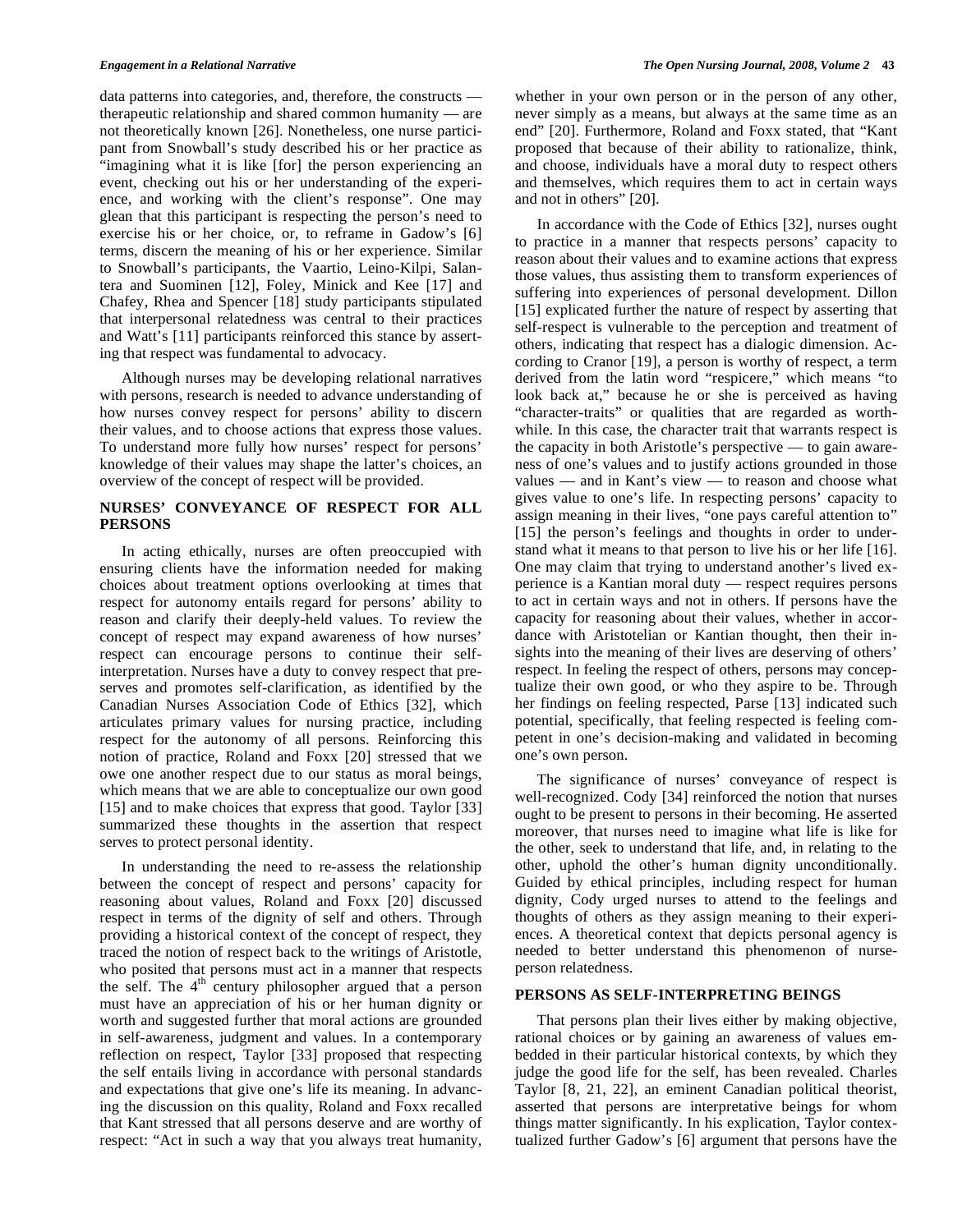data patterns into categories, and, therefore, the constructs — therapeutic relationship and shared common humanity — are not theoretically known [26]. Nonetheless, one nurse participant from Snowball's study described his or her practice as "imagining what it is like [for] the person experiencing an event, checking out his or her understanding of the experience, and working with the client's response". One may glean that this participant is respecting the person's need to exercise his or her choice, or, to reframe in Gadow's [6] terms, discern the meaning of his or her experience. Similar to Snowball's participants, the Vaartio, Leino-Kilpi, Salantera and Suominen [12], Foley, Minick and Kee [17] and Chafey, Rhea and Spencer [18] study participants stipulated that interpersonal relatedness was central to their practices and Watt's [11] participants reinforced this stance by asserting that respect was fundamental to advocacy.

Although nurses may be developing relational narratives with persons, research is needed to advance understanding of how nurses convey respect for persons' ability to discern their values, and to choose actions that express those values. To understand more fully how nurses' respect for persons' knowledge of their values may shape the latter's choices, an overview of the concept of respect will be provided.

## NURSES' CONVEYANCE OF RESPECT FOR ALL PERSONS

In acting ethically, nurses are often preoccupied with ensuring clients have the information needed for making choices about treatment options overlooking at times that respect for autonomy entails regard for persons' ability to reason and clarify their deeply-held values. To review the concept of respect may expand awareness of how nurses' respect can encourage persons to continue their self-interpretation. Nurses have a duty to convey respect that preserves and promotes self-clarification, as identified by the Canadian Nurses Association Code of Ethics [32], which articulates primary values for nursing practice, including respect for the autonomy of all persons. Reinforcing this notion of practice, Roland and Foxx [20] stressed that we owe one another respect due to our status as moral beings, which means that we are able to conceptualize our own good [15] and to make choices that express that good. Taylor [33] summarized these thoughts in the assertion that respect serves to protect personal identity.

In understanding the need to re-assess the relationship between the concept of respect and persons' capacity for reasoning about values, Roland and Foxx [20] discussed respect in terms of the dignity of self and others. Through providing a historical context of the concept of respect, they traced the notion of respect back to the writings of Aristotle, who posited that persons must act in a manner that respects the self. The 4th century philosopher argued that a person must have an appreciation of his or her human dignity or worth and suggested further that moral actions are grounded in self-awareness, judgment and values. In a contemporary reflection on respect, Taylor [33] proposed that respecting the self entails living in accordance with personal standards and expectations that give one's life its meaning. In advancing the discussion on this quality, Roland and Foxx recalled that Kant stressed that all persons deserve and are worthy of respect: "Act in such a way that you always treat humanity, whether in your own person or in the person of any other, never simply as a means, but always at the same time as an end" [20]. Furthermore, Roland and Foxx stated, that "Kant proposed that because of their ability to rationalize, think, and choose, individuals have a moral duty to respect others and themselves, which requires them to act in certain ways and not in others" [20].

In accordance with the Code of Ethics [32], nurses ought to practice in a manner that respects persons' capacity to reason about their values and to examine actions that express those values, thus assisting them to transform experiences of suffering into experiences of personal development. Dillon [15] explicated further the nature of respect by asserting that self-respect is vulnerable to the perception and treatment of others, indicating that respect has a dialogic dimension. According to Cranor [19], a person is worthy of respect, a term derived from the latin word "respicere," which means "to look back at," because he or she is perceived as having "character-traits" or qualities that are regarded as worthwhile. In this case, the character trait that warrants respect is the capacity in both Aristotle's perspective — to gain awareness of one's values and to justify actions grounded in those values — and in Kant's view — to reason and choose what gives value to one's life. In respecting persons' capacity to assign meaning in their lives, "one pays careful attention to" [15] the person's feelings and thoughts in order to understand what it means to that person to live his or her life [16]. One may claim that trying to understand another's lived experience is a Kantian moral duty — respect requires persons to act in certain ways and not in others. If persons have the capacity for reasoning about their values, whether in accordance with Aristotelian or Kantian thought, then their insights into the meaning of their lives are deserving of others' respect. In feeling the respect of others, persons may conceptualize their own good, or who they aspire to be. Through her findings on feeling respected, Parse [13] indicated such potential, specifically, that feeling respected is feeling competent in one's decision-making and validated in becoming one's own person.

The significance of nurses' conveyance of respect is well-recognized. Cody [34] reinforced the notion that nurses ought to be present to persons in their becoming. He asserted moreover, that nurses need to imagine what life is like for the other, seek to understand that life, and, in relating to the other, uphold the other's human dignity unconditionally. Guided by ethical principles, including respect for human dignity, Cody urged nurses to attend to the feelings and thoughts of others as they assign meaning to their experiences. A theoretical context that depicts personal agency is needed to better understand this phenomenon of nurse-person relatedness.

## PERSONS AS SELF-INTERPRETING BEINGS

That persons plan their lives either by making objective, rational choices or by gaining an awareness of values embedded in their particular historical contexts, by which they judge the good life for the self, has been revealed. Charles Taylor [8, 21, 22], an eminent Canadian political theorist, asserted that persons are interpretative beings for whom things matter significantly. In his explication, Taylor contextualized further Gadow's [6] argument that persons have the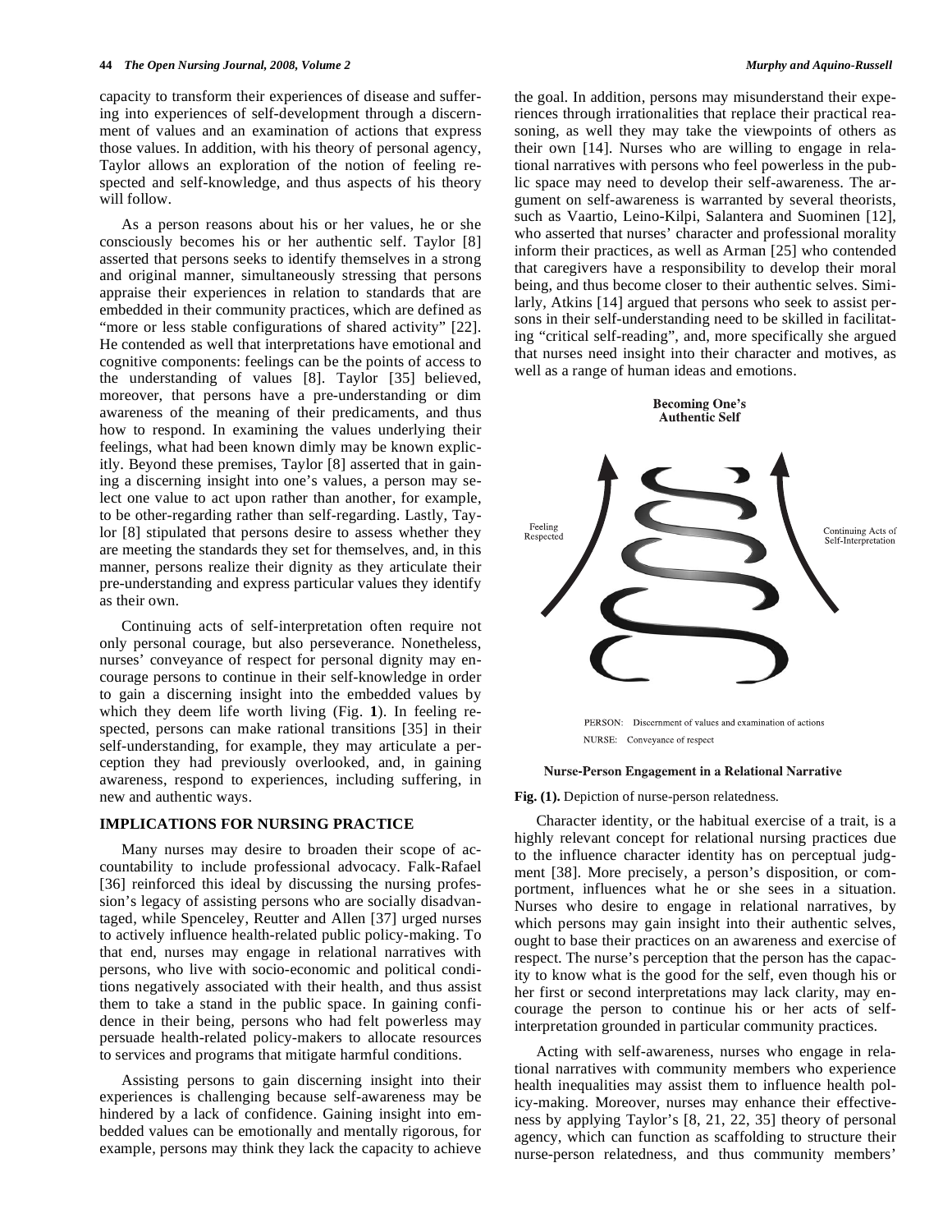capacity to transform their experiences of disease and suffering into experiences of self-development through a discernment of values and an examination of actions that express those values. In addition, with his theory of personal agency, Taylor allows an exploration of the notion of feeling respected and self-knowledge, and thus aspects of his theory will follow.

As a person reasons about his or her values, he or she consciously becomes his or her authentic self. Taylor [8] asserted that persons seeks to identify themselves in a strong and original manner, simultaneously stressing that persons appraise their experiences in relation to standards that are embedded in their community practices, which are defined as "more or less stable configurations of shared activity" [22]. He contended as well that interpretations have emotional and cognitive components: feelings can be the points of access to the understanding of values [8]. Taylor [35] believed, moreover, that persons have a pre-understanding or dim awareness of the meaning of their predicaments, and thus how to respond. In examining the values underlying their feelings, what had been known dimly may be known explicitly. Beyond these premises, Taylor [8] asserted that in gaining a discerning insight into one's values, a person may select one value to act upon rather than another, for example, to be other-regarding rather than self-regarding. Lastly, Taylor [8] stipulated that persons desire to assess whether they are meeting the standards they set for themselves, and, in this manner, persons realize their dignity as they articulate their pre-understanding and express particular values they identify as their own.

Continuing acts of self-interpretation often require not only personal courage, but also perseverance. Nonetheless, nurses' conveyance of respect for personal dignity may encourage persons to continue in their self-knowledge in order to gain a discerning insight into the embedded values by which they deem life worth living (Fig. **1**). In feeling respected, persons can make rational transitions [35] in their self-understanding, for example, they may articulate a perception they had previously overlooked, and, in gaining awareness, respond to experiences, including suffering, in new and authentic ways.

## IMPLICATIONS FOR NURSING PRACTICE

Many nurses may desire to broaden their scope of accountability to include professional advocacy. Falk-Rafael [36] reinforced this ideal by discussing the nursing profession's legacy of assisting persons who are socially disadvantaged, while Spenceley, Reutter and Allen [37] urged nurses to actively influence health-related public policy-making. To that end, nurses may engage in relational narratives with persons, who live with socio-economic and political conditions negatively associated with their health, and thus assist them to take a stand in the public space. In gaining confidence in their being, persons who had felt powerless may persuade health-related policy-makers to allocate resources to services and programs that mitigate harmful conditions.

Assisting persons to gain discerning insight into their experiences is challenging because self-awareness may be hindered by a lack of confidence. Gaining insight into embedded values can be emotionally and mentally rigorous, for example, persons may think they lack the capacity to achieve the goal. In addition, persons may misunderstand their experiences through irrationalities that replace their practical reasoning, as well they may take the viewpoints of others as their own [14]. Nurses who are willing to engage in relational narratives with persons who feel powerless in the public space may need to develop their self-awareness. The argument on self-awareness is warranted by several theorists, such as Vaartio, Leino-Kilpi, Salantera and Suominen [12], who asserted that nurses' character and professional morality inform their practices, as well as Arman [25] who contended that caregivers have a responsibility to develop their moral being, and thus become closer to their authentic selves. Similarly, Atkins [14] argued that persons who seek to assist persons in their self-understanding need to be skilled in facilitating "critical self-reading", and, more specifically she argued that nurses need insight into their character and motives, as well as a range of human ideas and emotions.

**Becoming One's Authentic Self**

Feeling Respected

Continuing Acts of Self-Interpretation

PERSON: Discernment of values and examination of actions

NURSE: Conveyance of respect

**Nurse-Person Engagement in a Relational Narrative**

**Fig. (1).** Depiction of nurse-person relatedness.

Character identity, or the habitual exercise of a trait, is a highly relevant concept for relational nursing practices due to the influence character identity has on perceptual judgment [38]. More precisely, a person's disposition, or comportment, influences what he or she sees in a situation. Nurses who desire to engage in relational narratives, by which persons may gain insight into their authentic selves, ought to base their practices on an awareness and exercise of respect. The nurse's perception that the person has the capacity to know what is the good for the self, even though his or her first or second interpretations may lack clarity, may encourage the person to continue his or her acts of self-interpretation grounded in particular community practices.

Acting with self-awareness, nurses who engage in relational narratives with community members who experience health inequalities may assist them to influence health policy-making. Moreover, nurses may enhance their effectiveness by applying Taylor's [8, 21, 22, 35] theory of personal agency, which can function as scaffolding to structure their nurse-person relatedness, and thus community members'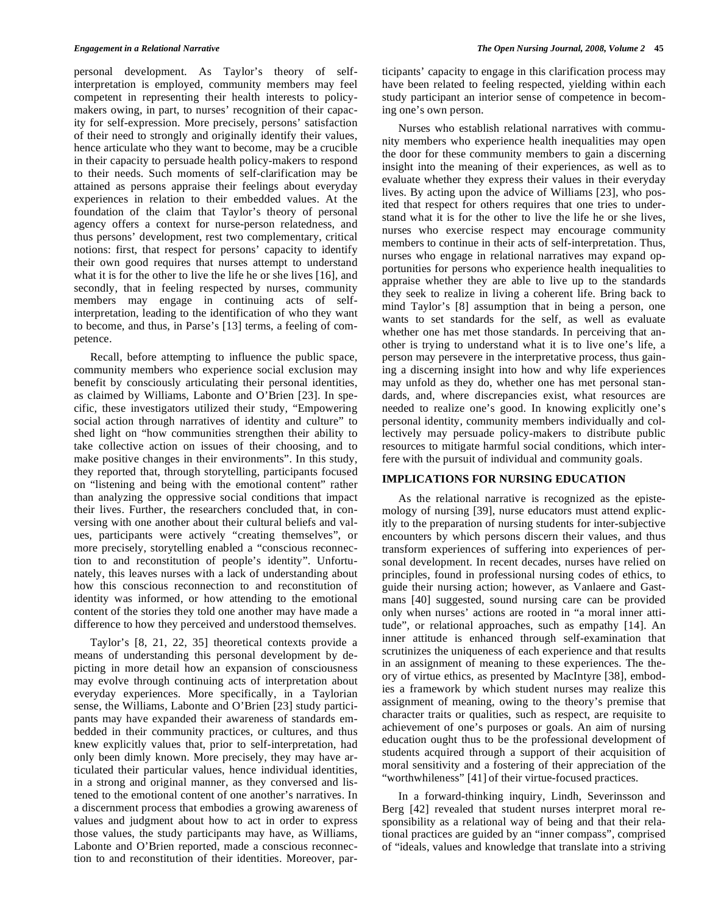personal development. As Taylor's theory of self-interpretation is employed, community members may feel competent in representing their health interests to policy-makers owing, in part, to nurses' recognition of their capacity for self-expression. More precisely, persons' satisfaction of their need to strongly and originally identify their values, hence articulate who they want to become, may be a crucible in their capacity to persuade health policy-makers to respond to their needs. Such moments of self-clarification may be attained as persons appraise their feelings about everyday experiences in relation to their embedded values. At the foundation of the claim that Taylor's theory of personal agency offers a context for nurse-person relatedness, and thus persons' development, rest two complementary, critical notions: first, that respect for persons' capacity to identify their own good requires that nurses attempt to understand what it is for the other to live the life he or she lives [16], and secondly, that in feeling respected by nurses, community members may engage in continuing acts of self-interpretation, leading to the identification of who they want to become, and thus, in Parse's [13] terms, a feeling of competence.

Recall, before attempting to influence the public space, community members who experience social exclusion may benefit by consciously articulating their personal identities, as claimed by Williams, Labonte and O'Brien [23]. In specific, these investigators utilized their study, "Empowering social action through narratives of identity and culture" to shed light on "how communities strengthen their ability to take collective action on issues of their choosing, and to make positive changes in their environments". In this study, they reported that, through storytelling, participants focused on "listening and being with the emotional content" rather than analyzing the oppressive social conditions that impact their lives. Further, the researchers concluded that, in conversing with one another about their cultural beliefs and values, participants were actively "creating themselves", or more precisely, storytelling enabled a "conscious reconnection to and reconstitution of people's identity". Unfortunately, this leaves nurses with a lack of understanding about how this conscious reconnection to and reconstitution of identity was informed, or how attending to the emotional content of the stories they told one another may have made a difference to how they perceived and understood themselves.

Taylor's [8, 21, 22, 35] theoretical contexts provide a means of understanding this personal development by depicting in more detail how an expansion of consciousness may evolve through continuing acts of interpretation about everyday experiences. More specifically, in a Taylorian sense, the Williams, Labonte and O'Brien [23] study participants may have expanded their awareness of standards embedded in their community practices, or cultures, and thus knew explicitly values that, prior to self-interpretation, had only been dimly known. More precisely, they may have articulated their particular values, hence individual identities, in a strong and original manner, as they conversed and listened to the emotional content of one another's narratives. In a discernment process that embodies a growing awareness of values and judgment about how to act in order to express those values, the study participants may have, as Williams, Labonte and O'Brien reported, made a conscious reconnection to and reconstitution of their identities. Moreover, participants' capacity to engage in this clarification process may have been related to feeling respected, yielding within each study participant an interior sense of competence in becoming one's own person.

Nurses who establish relational narratives with community members who experience health inequalities may open the door for these community members to gain a discerning insight into the meaning of their experiences, as well as to evaluate whether they express their values in their everyday lives. By acting upon the advice of Williams [23], who posited that respect for others requires that one tries to understand what it is for the other to live the life he or she lives, nurses who exercise respect may encourage community members to continue in their acts of self-interpretation. Thus, nurses who engage in relational narratives may expand opportunities for persons who experience health inequalities to appraise whether they are able to live up to the standards they seek to realize in living a coherent life. Bring back to mind Taylor's [8] assumption that in being a person, one wants to set standards for the self, as well as evaluate whether one has met those standards. In perceiving that another is trying to understand what it is to live one's life, a person may persevere in the interpretative process, thus gaining a discerning insight into how and why life experiences may unfold as they do, whether one has met personal standards, and, where discrepancies exist, what resources are needed to realize one's good. In knowing explicitly one's personal identity, community members individually and collectively may persuade policy-makers to distribute public resources to mitigate harmful social conditions, which interfere with the pursuit of individual and community goals.

## IMPLICATIONS FOR NURSING EDUCATION

As the relational narrative is recognized as the epistemology of nursing [39], nurse educators must attend explicitly to the preparation of nursing students for inter-subjective encounters by which persons discern their values, and thus transform experiences of suffering into experiences of personal development. In recent decades, nurses have relied on principles, found in professional nursing codes of ethics, to guide their nursing action; however, as Vanlaere and Gastmans [40] suggested, sound nursing care can be provided only when nurses' actions are rooted in "a moral inner attitude", or relational approaches, such as empathy [14]. An inner attitude is enhanced through self-examination that scrutinizes the uniqueness of each experience and that results in an assignment of meaning to these experiences. The theory of virtue ethics, as presented by MacIntyre [38], embodies a framework by which student nurses may realize this assignment of meaning, owing to the theory's premise that character traits or qualities, such as respect, are requisite to achievement of one's purposes or goals. An aim of nursing education ought thus to be the professional development of students acquired through a support of their acquisition of moral sensitivity and a fostering of their appreciation of the "worthwhileness" [41] of their virtue-focused practices.

In a forward-thinking inquiry, Lindh, Severinsson and Berg [42] revealed that student nurses interpret moral responsibility as a relational way of being and that their relational practices are guided by an "inner compass", comprised of "ideals, values and knowledge that translate into a striving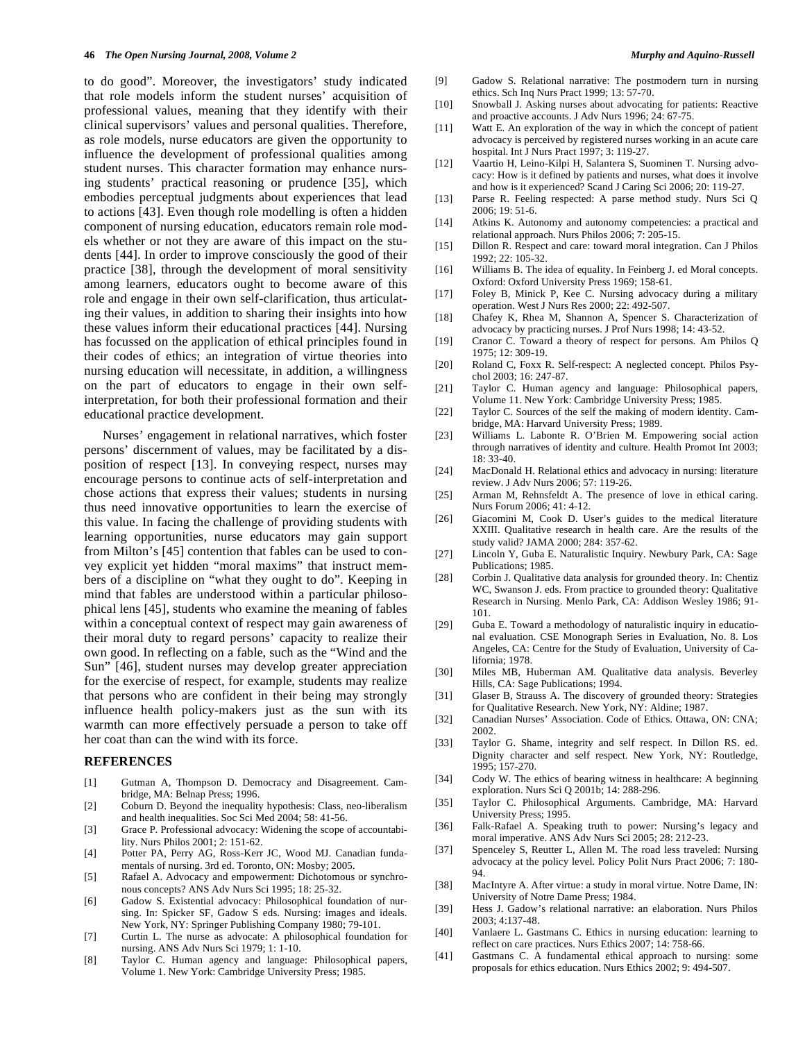to do good". Moreover, the investigators' study indicated that role models inform the student nurses' acquisition of professional values, meaning that they identify with their clinical supervisors' values and personal qualities. Therefore, as role models, nurse educators are given the opportunity to influence the development of professional qualities among student nurses. This character formation may enhance nursing students' practical reasoning or prudence [35], which embodies perceptual judgments about experiences that lead to actions [43]. Even though role modelling is often a hidden component of nursing education, educators remain role models whether or not they are aware of this impact on the students [44]. In order to improve consciously the good of their practice [38], through the development of moral sensitivity among learners, educators ought to become aware of this role and engage in their own self-clarification, thus articulating their values, in addition to sharing their insights into how these values inform their educational practices [44]. Nursing has focussed on the application of ethical principles found in their codes of ethics; an integration of virtue theories into nursing education will necessitate, in addition, a willingness on the part of educators to engage in their own self-interpretation, for both their professional formation and their educational practice development.

Nurses' engagement in relational narratives, which foster persons' discernment of values, may be facilitated by a disposition of respect [13]. In conveying respect, nurses may encourage persons to continue acts of self-interpretation and chose actions that express their values; students in nursing thus need innovative opportunities to learn the exercise of this value. In facing the challenge of providing students with learning opportunities, nurse educators may gain support from Milton's [45] contention that fables can be used to convey explicit yet hidden "moral maxims" that instruct members of a discipline on "what they ought to do". Keeping in mind that fables are understood within a particular philosophical lens [45], students who examine the meaning of fables within a conceptual context of respect may gain awareness of their moral duty to regard persons' capacity to realize their own good. In reflecting on a fable, such as the "Wind and the Sun" [46], student nurses may develop greater appreciation for the exercise of respect, for example, students may realize that persons who are confident in their being may strongly influence health policy-makers just as the sun with its warmth can more effectively persuade a person to take off her coat than can the wind with its force.

## REFERENCES

[1] Gutman A, Thompson D. Democracy and Disagreement. Cambridge, MA: Belnap Press; 1996.

[2] Coburn D. Beyond the inequality hypothesis: Class, neo-liberalism and health inequalities. Soc Sci Med 2004; 58: 41-56.

[3] Grace P. Professional advocacy: Widening the scope of accountability. Nurs Philos 2001; 2: 151-62.

[4] Potter PA, Perry AG, Ross-Kerr JC, Wood MJ. Canadian fundamentals of nursing. 3rd ed. Toronto, ON: Mosby; 2005.

[5] Rafael A. Advocacy and empowerment: Dichotomous or synchronous concepts? ANS Adv Nurs Sci 1995; 18: 25-32.

[6] Gadow S. Existential advocacy: Philosophical foundation of nursing. In: Spicker SF, Gadow S eds. Nursing: images and ideals. New York, NY: Springer Publishing Company 1980; 79-101.

[7] Curtin L. The nurse as advocate: A philosophical foundation for nursing. ANS Adv Nurs Sci 1979; 1: 1-10.

[8] Taylor C. Human agency and language: Philosophical papers, Volume 1. New York: Cambridge University Press; 1985.

[9] Gadow S. Relational narrative: The postmodern turn in nursing ethics. Sch Inq Nurs Pract 1999; 13: 57-70.

[10] Snowball J. Asking nurses about advocating for patients: Reactive and proactive accounts. J Adv Nurs 1996; 24: 67-75.

[11] Watt E. An exploration of the way in which the concept of patient advocacy is perceived by registered nurses working in an acute care hospital. Int J Nurs Pract 1997; 3: 119-27.

[12] Vaartio H, Leino-Kilpi H, Salantera S, Suominen T. Nursing advocacy: How is it defined by patients and nurses, what does it involve and how is it experienced? Scand J Caring Sci 2006; 20: 119-27.

[13] Parse R. Feeling respected: A parse method study. Nurs Sci Q 2006; 19: 51-6.

[14] Atkins K. Autonomy and autonomy competencies: a practical and relational approach. Nurs Philos 2006; 7: 205-15.

[15] Dillon R. Respect and care: toward moral integration. Can J Philos 1992; 22: 105-32.

[16] Williams B. The idea of equality. In Feinberg J. ed Moral concepts. Oxford: Oxford University Press 1969; 158-61.

[17] Foley B, Minick P, Kee C. Nursing advocacy during a military operation. West J Nurs Res 2000; 22: 492-507.

[18] Chafey K, Rhea M, Shannon A, Spencer S. Characterization of advocacy by practicing nurses. J Prof Nurs 1998; 14: 43-52.

[19] Cranor C. Toward a theory of respect for persons. Am Philos Q 1975; 12: 309-19.

[20] Roland C, Foxx R. Self-respect: A neglected concept. Philos Psychol 2003; 16: 247-87.

[21] Taylor C. Human agency and language: Philosophical papers, Volume 11. New York: Cambridge University Press; 1985.

[22] Taylor C. Sources of the self the making of modern identity. Cambridge, MA: Harvard University Press; 1989.

[23] Williams L. Labonte R. O'Brien M. Empowering social action through narratives of identity and culture. Health Promot Int 2003; 18: 33-40.

[24] MacDonald H. Relational ethics and advocacy in nursing: literature review. J Adv Nurs 2006; 57: 119-26.

[25] Arman M, Rehnsfeldt A. The presence of love in ethical caring. Nurs Forum 2006; 41: 4-12.

[26] Giacomini M, Cook D. User's guides to the medical literature XXIII. Qualitative research in health care. Are the results of the study valid? JAMA 2000; 284: 357-62.

[27] Lincoln Y, Guba E. Naturalistic Inquiry. Newbury Park, CA: Sage Publications; 1985.

[28] Corbin J. Qualitative data analysis for grounded theory. In: Chentiz WC, Swanson J. eds. From practice to grounded theory: Qualitative Research in Nursing. Menlo Park, CA: Addison Wesley 1986; 91-101.

[29] Guba E. Toward a methodology of naturalistic inquiry in educational evaluation. CSE Monograph Series in Evaluation, No. 8. Los Angeles, CA: Centre for the Study of Evaluation, University of California; 1978.

[30] Miles MB, Huberman AM. Qualitative data analysis. Beverley Hills, CA: Sage Publications; 1994.

[31] Glaser B, Strauss A. The discovery of grounded theory: Strategies for Qualitative Research. New York, NY: Aldine; 1987.

[32] Canadian Nurses' Association. Code of Ethics. Ottawa, ON: CNA; 2002.

[33] Taylor G. Shame, integrity and self respect. In Dillon RS. ed. Dignity character and self respect. New York, NY: Routledge, 1995; 157-270.

[34] Cody W. The ethics of bearing witness in healthcare: A beginning exploration. Nurs Sci Q 2001b; 14: 288-296.

[35] Taylor C. Philosophical Arguments. Cambridge, MA: Harvard University Press; 1995.

[36] Falk-Rafael A. Speaking truth to power: Nursing's legacy and moral imperative. ANS Adv Nurs Sci 2005; 28: 212-23.

[37] Spenceley S, Reutter L, Allen M. The road less traveled: Nursing advocacy at the policy level. Policy Polit Nurs Pract 2006; 7: 180-94.

[38] MacIntyre A. After virtue: a study in moral virtue. Notre Dame, IN: University of Notre Dame Press; 1984.

[39] Hess J. Gadow's relational narrative: an elaboration. Nurs Philos 2003; 4:137-48.

[40] Vanlaere L. Gastmans C. Ethics in nursing education: learning to reflect on care practices. Nurs Ethics 2007; 14: 758-66.

[41] Gastmans C. A fundamental ethical approach to nursing: some proposals for ethics education. Nurs Ethics 2002; 9: 494-507.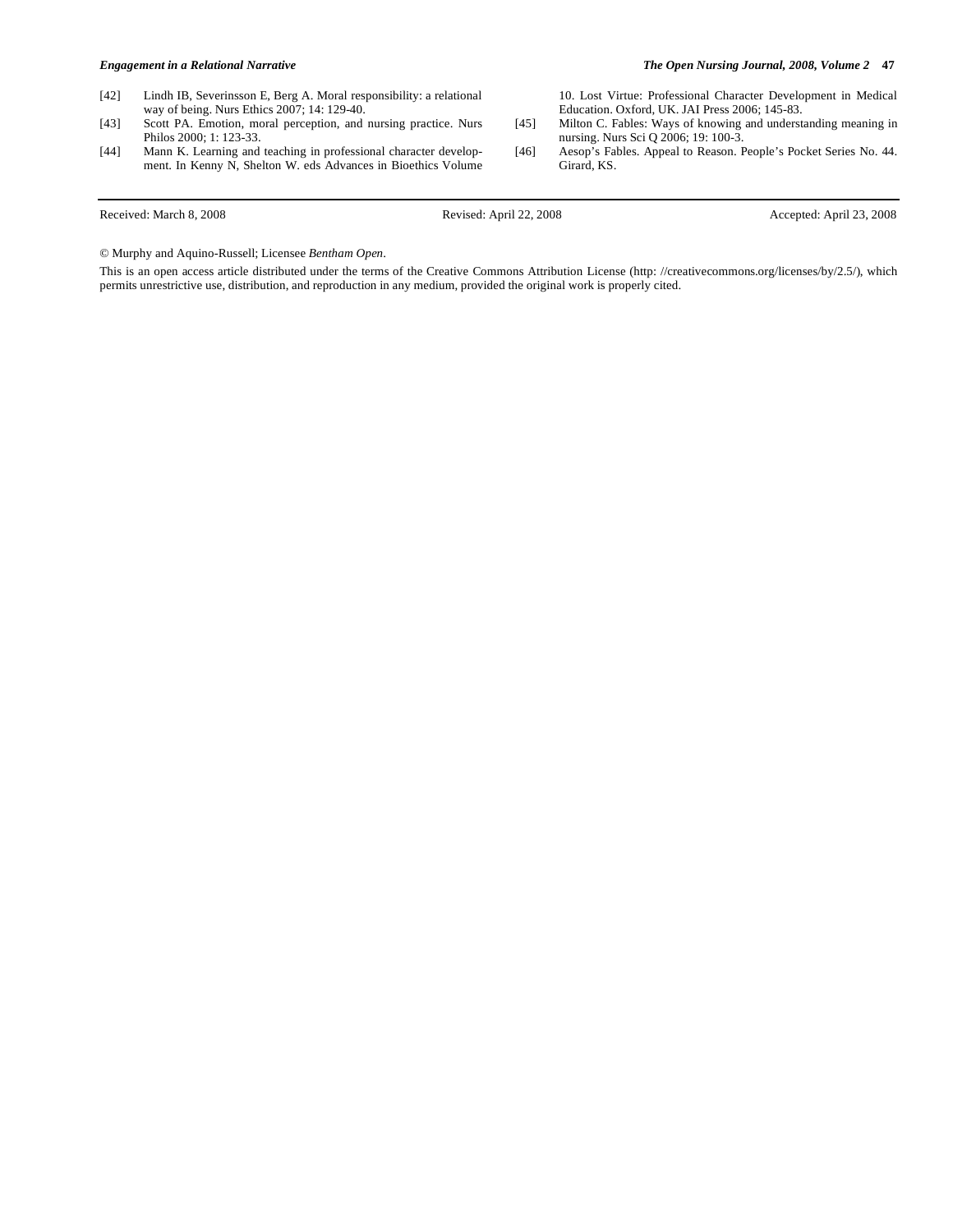[42] Lindh IB, Severinsson E, Berg A. Moral responsibility: a relational way of being. Nurs Ethics 2007; 14: 129-40.

[43] Scott PA. Emotion, moral perception, and nursing practice. Nurs Philos 2000; 1: 123-33.

[44] Mann K. Learning and teaching in professional character development. In Kenny N, Shelton W. eds Advances in Bioethics Volume 10. Lost Virtue: Professional Character Development in Medical Education. Oxford, UK. JAI Press 2006; 145-83.

[45] Milton C. Fables: Ways of knowing and understanding meaning in nursing. Nurs Sci Q 2006; 19: 100-3.

[46] Aesop's Fables. Appeal to Reason. People's Pocket Series No. 44. Girard, KS.

---

Received: March 8, 2008 Revised: April 22, 2008 Accepted: April 23, 2008

© Murphy and Aquino-Russell; Licensee *Bentham Open*.

This is an open access article distributed under the terms of the Creative Commons Attribution License (http: //creativecommons.org/licenses/by/2.5/), which permits unrestrictive use, distribution, and reproduction in any medium, provided the original work is properly cited.